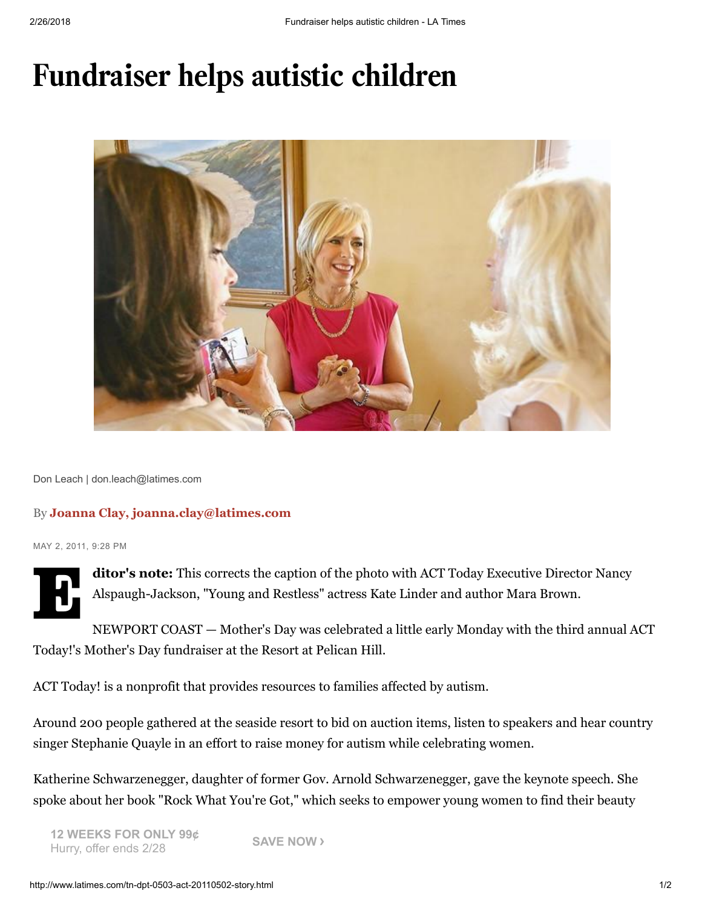# Fundraiser helps autistic children

Don Leach | don.leach@latimes.com

By **Joanna Clay, joanna.clay@latimes.com**

MAY 2, 2011, 9:28 PM

**Editor's note:** This corrects the caption of the photo with ACT Today Executive Director Nancy Alspaugh-Jackson, "Young and Restless" actress Kate Linder and author Mara Brown.

NEWPORT COAST — Mother's Day was celebrated a little early Monday with the third annual ACT Today!'s Mother's Day fundraiser at the Resort at Pelican Hill.

ACT Today! is a nonprofit that provides resources to families affected by autism.

Around 200 people gathered at the seaside resort to bid on auction items, listen to speakers and hear country singer Stephanie Quayle in an effort to raise money for autism while celebrating women.

Katherine Schwarzenegger, daughter of former Gov. Arnold Schwarzenegger, gave the keynote speech. She spoke about her book "Rock What You're Got," which seeks to empower young women to find their beauty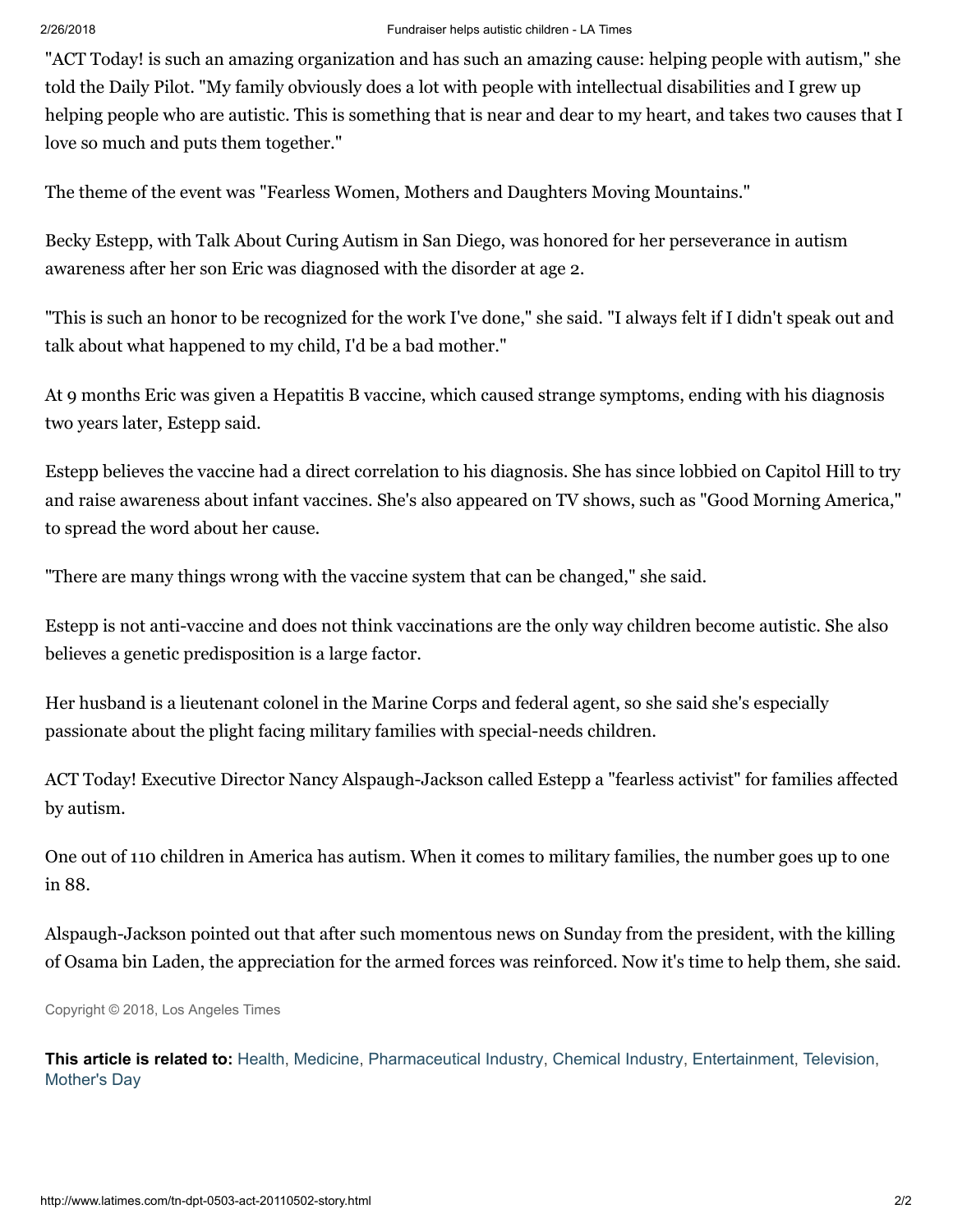"ACT Today! is such an amazing organization and has such an amazing cause: helping people with autism," she told the Daily Pilot. "My family obviously does a lot with people with intellectual disabilities and I grew up helping people who are autistic. This is something that is near and dear to my heart, and takes two causes that I love so much and puts them together."

The theme of the event was "Fearless Women, Mothers and Daughters Moving Mountains."

Becky Estepp, with Talk About Curing Autism in San Diego, was honored for her perseverance in autism awareness after her son Eric was diagnosed with the disorder at age 2.

"This is such an honor to be recognized for the work I've done," she said. "I always felt if I didn't speak out and talk about what happened to my child, I'd be a bad mother."

At 9 months Eric was given a Hepatitis B vaccine, which caused strange symptoms, ending with his diagnosis two years later, Estepp said.

Estepp believes the vaccine had a direct correlation to his diagnosis. She has since lobbied on Capitol Hill to try and raise awareness about infant vaccines. She's also appeared on TV shows, such as "Good Morning America," to spread the word about her cause.

"There are many things wrong with the vaccine system that can be changed," she said.

Estepp is not anti-vaccine and does not think vaccinations are the only way children become autistic. She also believes a genetic predisposition is a large factor.

Her husband is a lieutenant colonel in the Marine Corps and federal agent, so she said she's especially passionate about the plight facing military families with special-needs children.

ACT Today! Executive Director Nancy Alspaugh-Jackson called Estepp a "fearless activist" for families affected by autism.

One out of 110 children in America has autism. When it comes to military families, the number goes up to one in 88.

Alspaugh-Jackson pointed out that after such momentous news on Sunday from the president, with the killing of Osama bin Laden, the appreciation for the armed forces was reinforced. Now it's time to help them, she said.

Copyright © 2018, Los Angeles Times

**This article is related to:** Health, Medicine, Pharmaceutical Industry, Chemical Industry, Entertainment, Television, Mother's Day